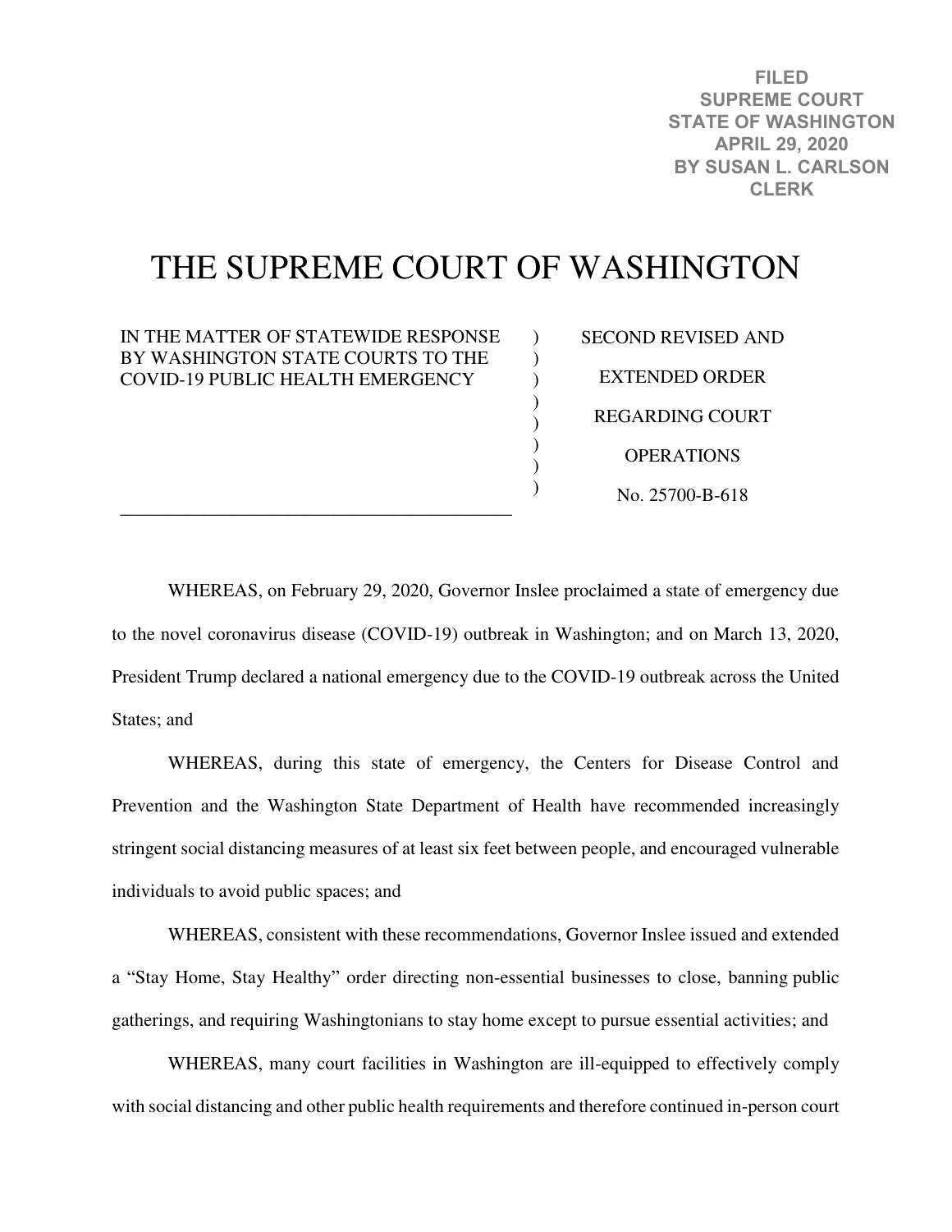**FILED**
**SUPREME COURT**
**STATE OF WASHINGTON**
**APRIL 29, 2020**
**BY SUSAN L. CARLSON**
**CLERK**

# THE SUPREME COURT OF WASHINGTON

| IN THE MATTER OF STATEWIDE RESPONSE BY WASHINGTON STATE COURTS TO THE COVID-19 PUBLIC HEALTH EMERGENCY | SECOND REVISED AND EXTENDED ORDER REGARDING COURT OPERATIONS |
|---|---|
| | No. 25700-B-618 |

WHEREAS, on February 29, 2020, Governor Inslee proclaimed a state of emergency due to the novel coronavirus disease (COVID-19) outbreak in Washington; and on March 13, 2020, President Trump declared a national emergency due to the COVID-19 outbreak across the United States; and

WHEREAS, during this state of emergency, the Centers for Disease Control and Prevention and the Washington State Department of Health have recommended increasingly stringent social distancing measures of at least six feet between people, and encouraged vulnerable individuals to avoid public spaces; and

WHEREAS, consistent with these recommendations, Governor Inslee issued and extended a "Stay Home, Stay Healthy" order directing non-essential businesses to close, banning public gatherings, and requiring Washingtonians to stay home except to pursue essential activities; and

WHEREAS, many court facilities in Washington are ill-equipped to effectively comply with social distancing and other public health requirements and therefore continued in-person court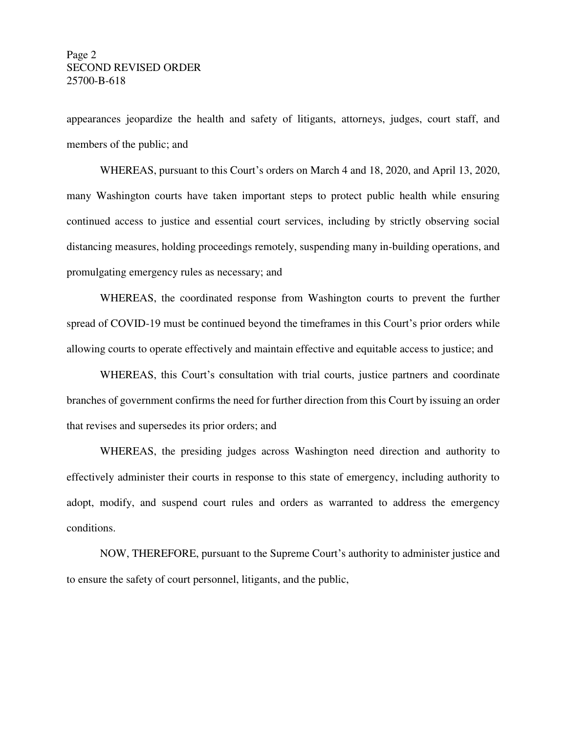appearances jeopardize the health and safety of litigants, attorneys, judges, court staff, and members of the public; and

WHEREAS, pursuant to this Court's orders on March 4 and 18, 2020, and April 13, 2020, many Washington courts have taken important steps to protect public health while ensuring continued access to justice and essential court services, including by strictly observing social distancing measures, holding proceedings remotely, suspending many in-building operations, and promulgating emergency rules as necessary; and

WHEREAS, the coordinated response from Washington courts to prevent the further spread of COVID-19 must be continued beyond the timeframes in this Court's prior orders while allowing courts to operate effectively and maintain effective and equitable access to justice; and

WHEREAS, this Court's consultation with trial courts, justice partners and coordinate branches of government confirms the need for further direction from this Court by issuing an order that revises and supersedes its prior orders; and

WHEREAS, the presiding judges across Washington need direction and authority to effectively administer their courts in response to this state of emergency, including authority to adopt, modify, and suspend court rules and orders as warranted to address the emergency conditions.

NOW, THEREFORE, pursuant to the Supreme Court's authority to administer justice and to ensure the safety of court personnel, litigants, and the public,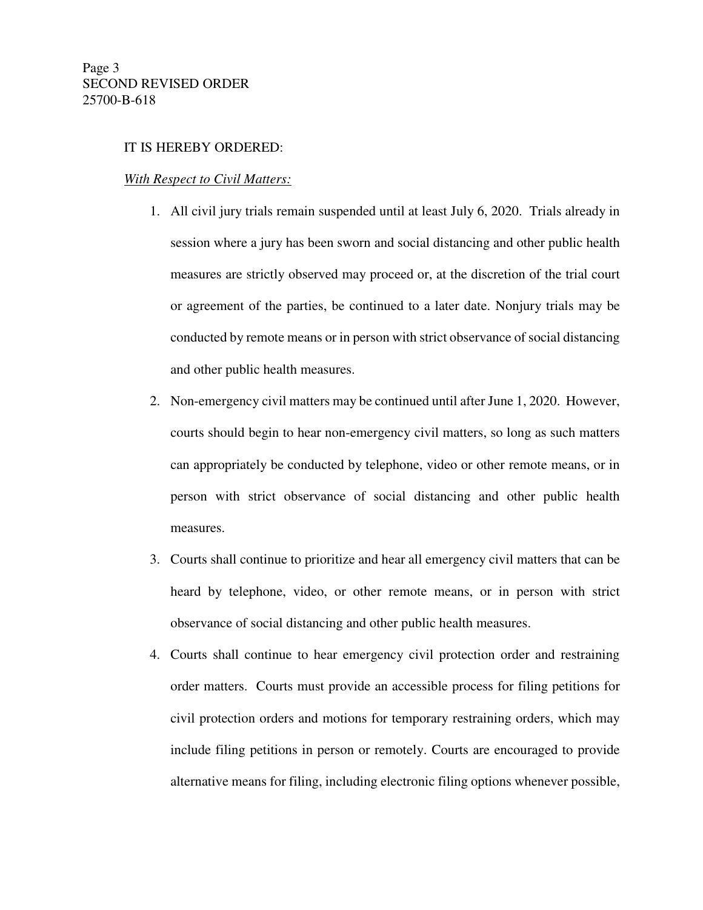IT IS HEREBY ORDERED:

*With Respect to Civil Matters:*

1. All civil jury trials remain suspended until at least July 6, 2020. Trials already in session where a jury has been sworn and social distancing and other public health measures are strictly observed may proceed or, at the discretion of the trial court or agreement of the parties, be continued to a later date. Nonjury trials may be conducted by remote means or in person with strict observance of social distancing and other public health measures.
2. Non-emergency civil matters may be continued until after June 1, 2020. However, courts should begin to hear non-emergency civil matters, so long as such matters can appropriately be conducted by telephone, video or other remote means, or in person with strict observance of social distancing and other public health measures.
3. Courts shall continue to prioritize and hear all emergency civil matters that can be heard by telephone, video, or other remote means, or in person with strict observance of social distancing and other public health measures.
4. Courts shall continue to hear emergency civil protection order and restraining order matters. Courts must provide an accessible process for filing petitions for civil protection orders and motions for temporary restraining orders, which may include filing petitions in person or remotely. Courts are encouraged to provide alternative means for filing, including electronic filing options whenever possible,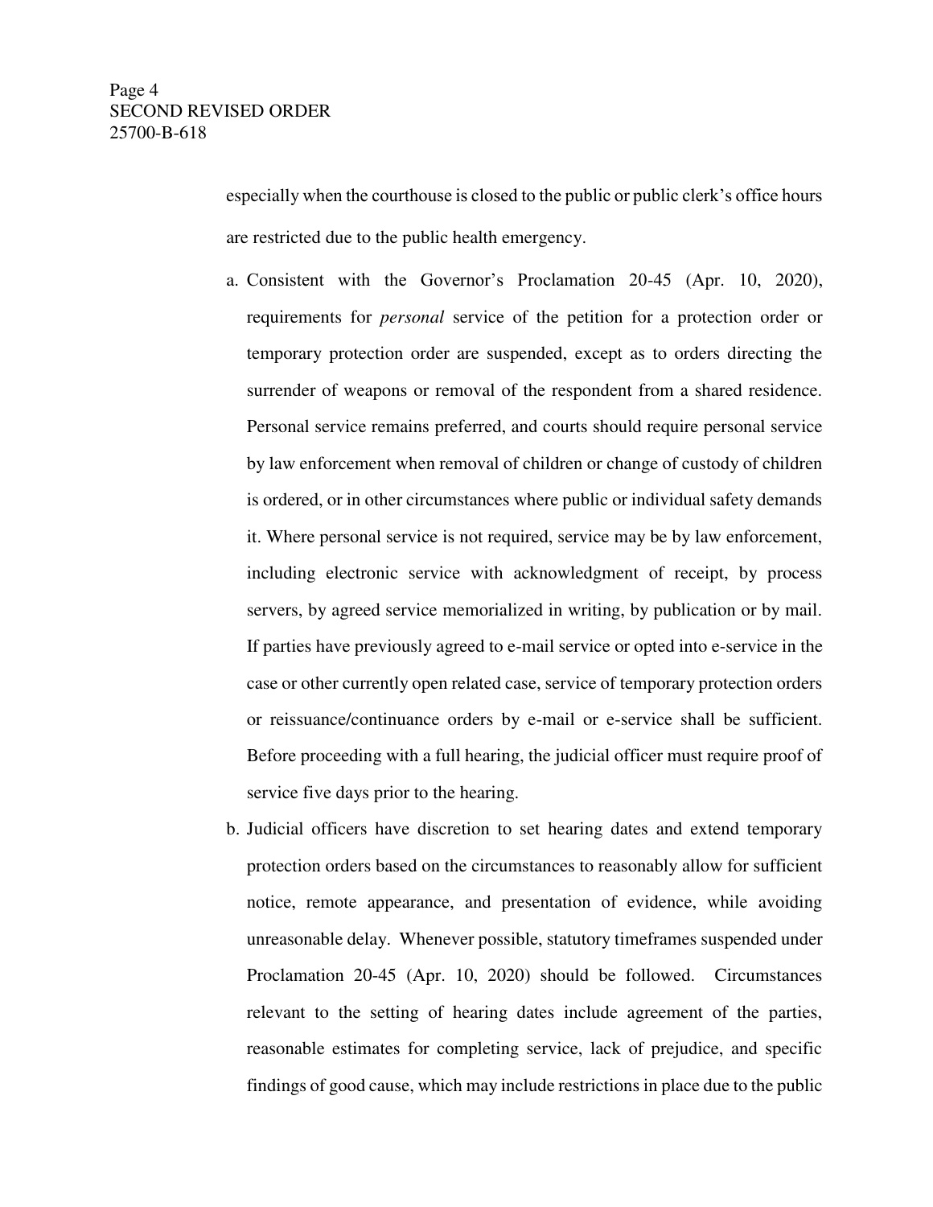especially when the courthouse is closed to the public or public clerk's office hours are restricted due to the public health emergency.

a. Consistent with the Governor's Proclamation 20-45 (Apr. 10, 2020), requirements for *personal* service of the petition for a protection order or temporary protection order are suspended, except as to orders directing the surrender of weapons or removal of the respondent from a shared residence. Personal service remains preferred, and courts should require personal service by law enforcement when removal of children or change of custody of children is ordered, or in other circumstances where public or individual safety demands it. Where personal service is not required, service may be by law enforcement, including electronic service with acknowledgment of receipt, by process servers, by agreed service memorialized in writing, by publication or by mail. If parties have previously agreed to e-mail service or opted into e-service in the case or other currently open related case, service of temporary protection orders or reissuance/continuance orders by e-mail or e-service shall be sufficient. Before proceeding with a full hearing, the judicial officer must require proof of service five days prior to the hearing.

b. Judicial officers have discretion to set hearing dates and extend temporary protection orders based on the circumstances to reasonably allow for sufficient notice, remote appearance, and presentation of evidence, while avoiding unreasonable delay. Whenever possible, statutory timeframes suspended under Proclamation 20-45 (Apr. 10, 2020) should be followed. Circumstances relevant to the setting of hearing dates include agreement of the parties, reasonable estimates for completing service, lack of prejudice, and specific findings of good cause, which may include restrictions in place due to the public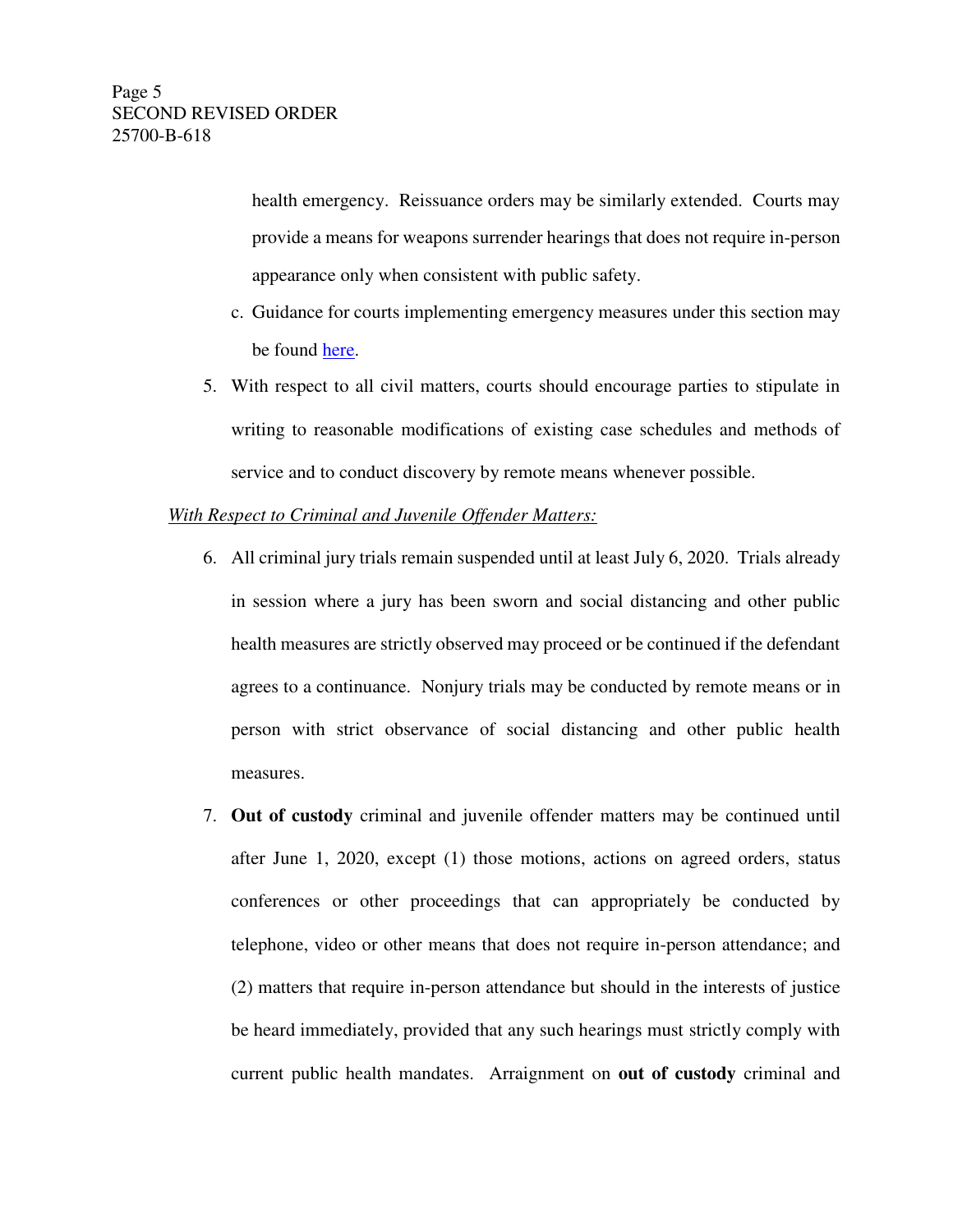health emergency. Reissuance orders may be similarly extended. Courts may provide a means for weapons surrender hearings that does not require in-person appearance only when consistent with public safety.

c. Guidance for courts implementing emergency measures under this section may be found [here](here).

5. With respect to all civil matters, courts should encourage parties to stipulate in writing to reasonable modifications of existing case schedules and methods of service and to conduct discovery by remote means whenever possible.

*With Respect to Criminal and Juvenile Offender Matters:*

6. All criminal jury trials remain suspended until at least July 6, 2020. Trials already in session where a jury has been sworn and social distancing and other public health measures are strictly observed may proceed or be continued if the defendant agrees to a continuance. Nonjury trials may be conducted by remote means or in person with strict observance of social distancing and other public health measures.

7. **Out of custody** criminal and juvenile offender matters may be continued until after June 1, 2020, except (1) those motions, actions on agreed orders, status conferences or other proceedings that can appropriately be conducted by telephone, video or other means that does not require in-person attendance; and (2) matters that require in-person attendance but should in the interests of justice be heard immediately, provided that any such hearings must strictly comply with current public health mandates. Arraignment on **out of custody** criminal and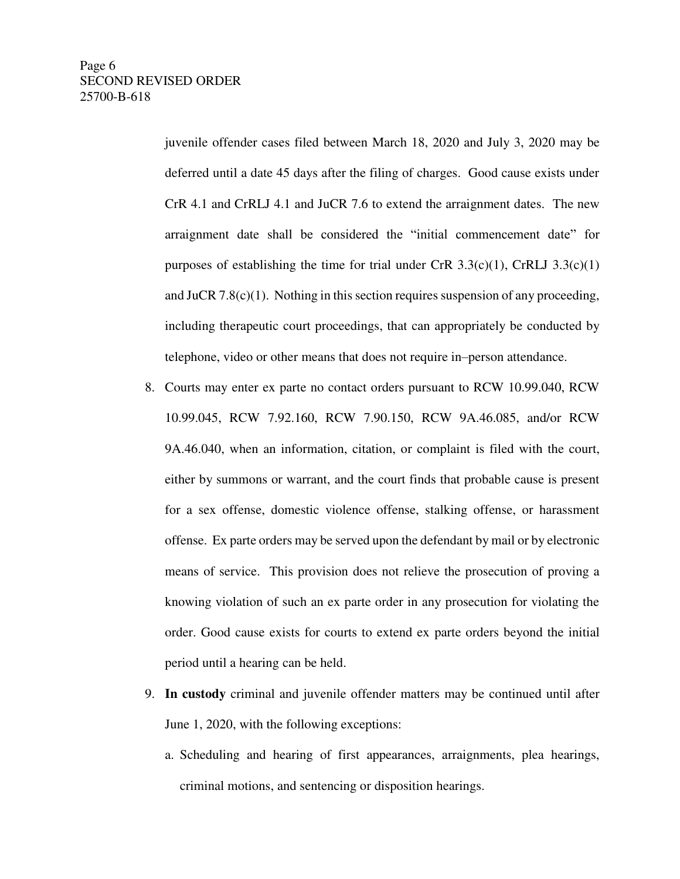juvenile offender cases filed between March 18, 2020 and July 3, 2020 may be deferred until a date 45 days after the filing of charges. Good cause exists under CrR 4.1 and CrRLJ 4.1 and JuCR 7.6 to extend the arraignment dates. The new arraignment date shall be considered the "initial commencement date" for purposes of establishing the time for trial under CrR 3.3(c)(1), CrRLJ 3.3(c)(1) and JuCR 7.8(c)(1). Nothing in this section requires suspension of any proceeding, including therapeutic court proceedings, that can appropriately be conducted by telephone, video or other means that does not require in–person attendance.

8. Courts may enter ex parte no contact orders pursuant to RCW 10.99.040, RCW 10.99.045, RCW 7.92.160, RCW 7.90.150, RCW 9A.46.085, and/or RCW 9A.46.040, when an information, citation, or complaint is filed with the court, either by summons or warrant, and the court finds that probable cause is present for a sex offense, domestic violence offense, stalking offense, or harassment offense. Ex parte orders may be served upon the defendant by mail or by electronic means of service. This provision does not relieve the prosecution of proving a knowing violation of such an ex parte order in any prosecution for violating the order. Good cause exists for courts to extend ex parte orders beyond the initial period until a hearing can be held.

9. **In custody** criminal and juvenile offender matters may be continued until after June 1, 2020, with the following exceptions:

   a. Scheduling and hearing of first appearances, arraignments, plea hearings, criminal motions, and sentencing or disposition hearings.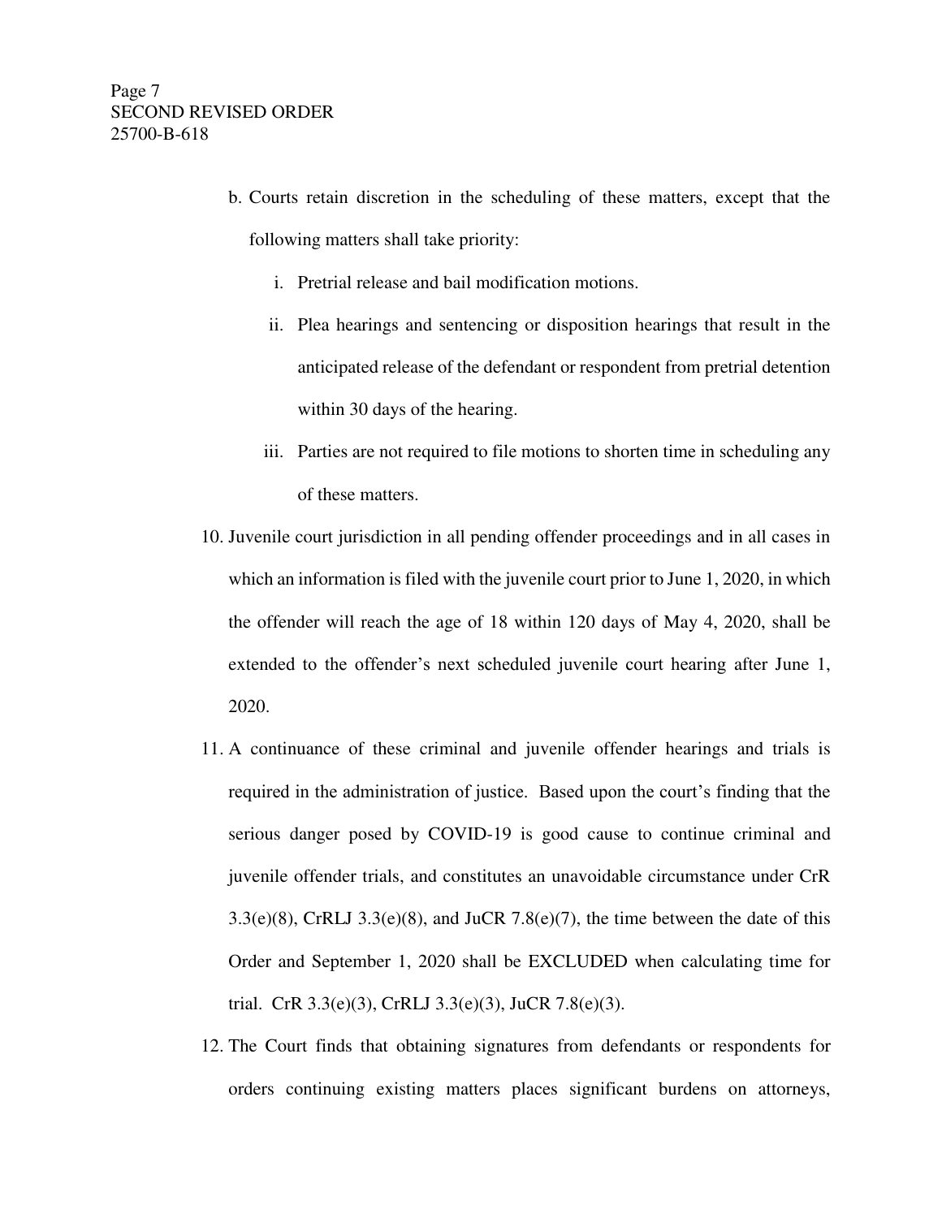b. Courts retain discretion in the scheduling of these matters, except that the following matters shall take priority:

   i. Pretrial release and bail modification motions.

   ii. Plea hearings and sentencing or disposition hearings that result in the anticipated release of the defendant or respondent from pretrial detention within 30 days of the hearing.

   iii. Parties are not required to file motions to shorten time in scheduling any of these matters.

10. Juvenile court jurisdiction in all pending offender proceedings and in all cases in which an information is filed with the juvenile court prior to June 1, 2020, in which the offender will reach the age of 18 within 120 days of May 4, 2020, shall be extended to the offender's next scheduled juvenile court hearing after June 1, 2020.

11. A continuance of these criminal and juvenile offender hearings and trials is required in the administration of justice. Based upon the court's finding that the serious danger posed by COVID-19 is good cause to continue criminal and juvenile offender trials, and constitutes an unavoidable circumstance under CrR 3.3(e)(8), CrRLJ 3.3(e)(8), and JuCR 7.8(e)(7), the time between the date of this Order and September 1, 2020 shall be EXCLUDED when calculating time for trial. CrR 3.3(e)(3), CrRLJ 3.3(e)(3), JuCR 7.8(e)(3).

12. The Court finds that obtaining signatures from defendants or respondents for orders continuing existing matters places significant burdens on attorneys,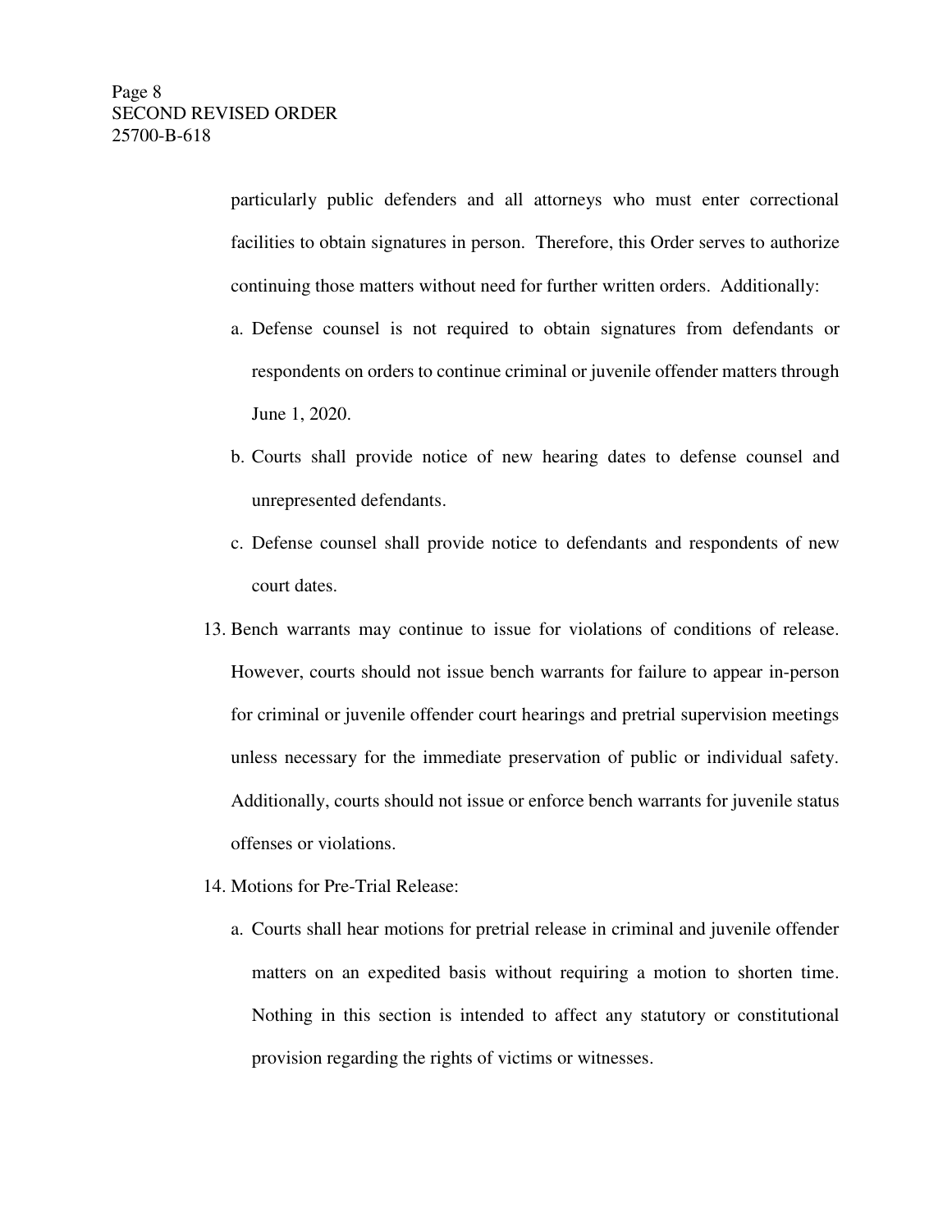particularly public defenders and all attorneys who must enter correctional facilities to obtain signatures in person. Therefore, this Order serves to authorize continuing those matters without need for further written orders. Additionally:

a. Defense counsel is not required to obtain signatures from defendants or respondents on orders to continue criminal or juvenile offender matters through June 1, 2020.

b. Courts shall provide notice of new hearing dates to defense counsel and unrepresented defendants.

c. Defense counsel shall provide notice to defendants and respondents of new court dates.

13. Bench warrants may continue to issue for violations of conditions of release. However, courts should not issue bench warrants for failure to appear in-person for criminal or juvenile offender court hearings and pretrial supervision meetings unless necessary for the immediate preservation of public or individual safety. Additionally, courts should not issue or enforce bench warrants for juvenile status offenses or violations.

14. Motions for Pre-Trial Release:

    a. Courts shall hear motions for pretrial release in criminal and juvenile offender matters on an expedited basis without requiring a motion to shorten time. Nothing in this section is intended to affect any statutory or constitutional provision regarding the rights of victims or witnesses.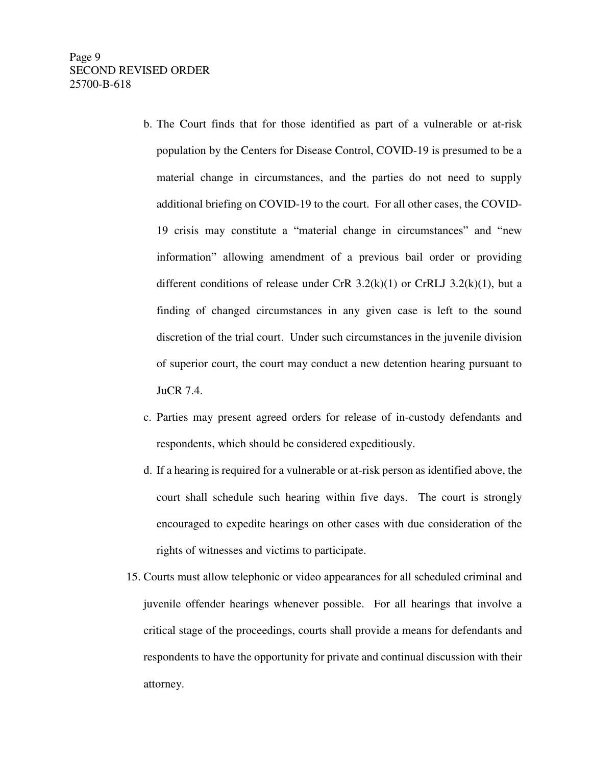b. The Court finds that for those identified as part of a vulnerable or at-risk population by the Centers for Disease Control, COVID-19 is presumed to be a material change in circumstances, and the parties do not need to supply additional briefing on COVID-19 to the court. For all other cases, the COVID-19 crisis may constitute a "material change in circumstances" and "new information" allowing amendment of a previous bail order or providing different conditions of release under CrR 3.2(k)(1) or CrRLJ 3.2(k)(1), but a finding of changed circumstances in any given case is left to the sound discretion of the trial court. Under such circumstances in the juvenile division of superior court, the court may conduct a new detention hearing pursuant to JuCR 7.4.

c. Parties may present agreed orders for release of in-custody defendants and respondents, which should be considered expeditiously.

d. If a hearing is required for a vulnerable or at-risk person as identified above, the court shall schedule such hearing within five days. The court is strongly encouraged to expedite hearings on other cases with due consideration of the rights of witnesses and victims to participate.

15. Courts must allow telephonic or video appearances for all scheduled criminal and juvenile offender hearings whenever possible. For all hearings that involve a critical stage of the proceedings, courts shall provide a means for defendants and respondents to have the opportunity for private and continual discussion with their attorney.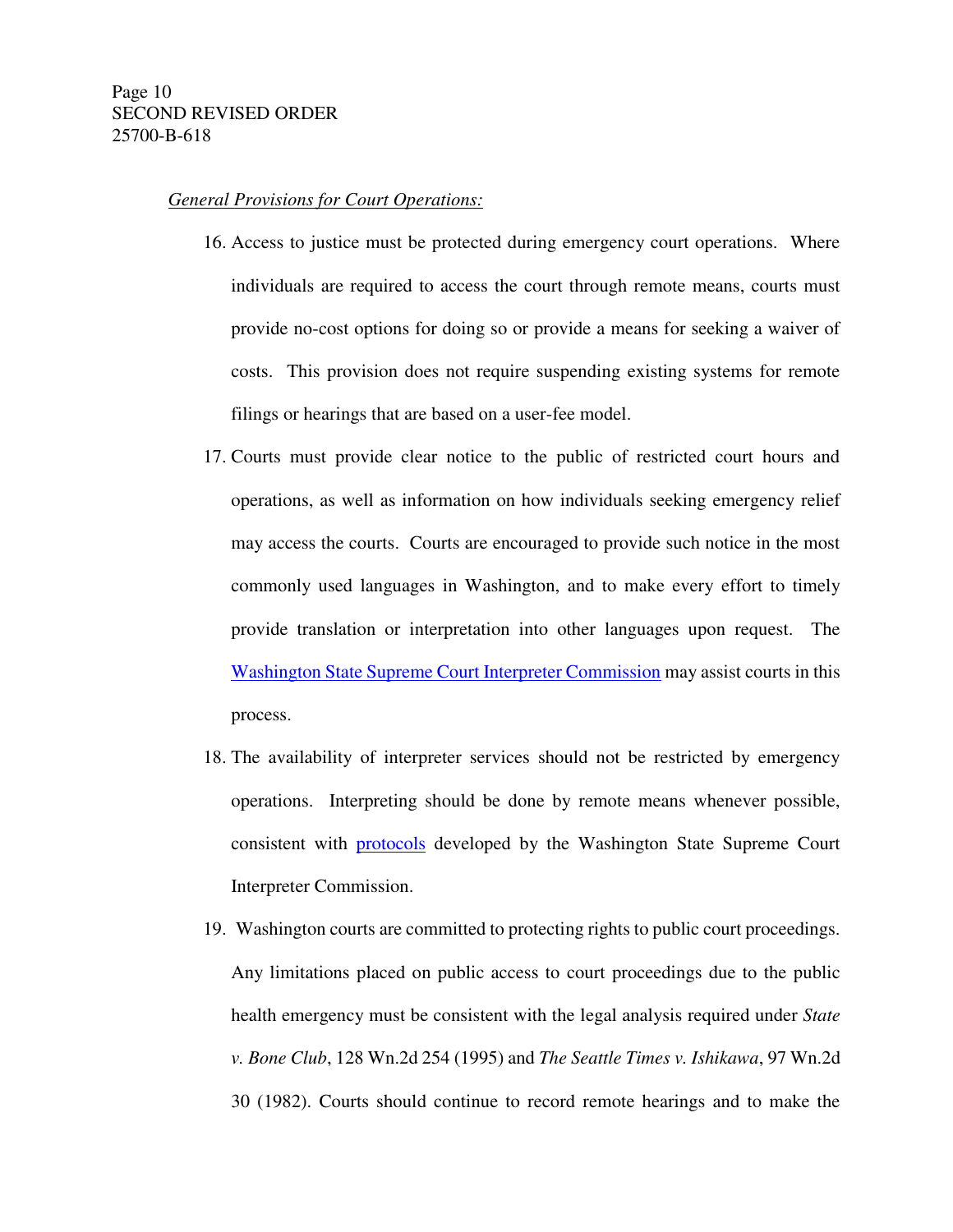*General Provisions for Court Operations:*

16. Access to justice must be protected during emergency court operations. Where individuals are required to access the court through remote means, courts must provide no-cost options for doing so or provide a means for seeking a waiver of costs. This provision does not require suspending existing systems for remote filings or hearings that are based on a user-fee model.

17. Courts must provide clear notice to the public of restricted court hours and operations, as well as information on how individuals seeking emergency relief may access the courts. Courts are encouraged to provide such notice in the most commonly used languages in Washington, and to make every effort to timely provide translation or interpretation into other languages upon request. The Washington State Supreme Court Interpreter Commission may assist courts in this process.

18. The availability of interpreter services should not be restricted by emergency operations. Interpreting should be done by remote means whenever possible, consistent with protocols developed by the Washington State Supreme Court Interpreter Commission.

19. Washington courts are committed to protecting rights to public court proceedings. Any limitations placed on public access to court proceedings due to the public health emergency must be consistent with the legal analysis required under *State v. Bone Club*, 128 Wn.2d 254 (1995) and *The Seattle Times v. Ishikawa*, 97 Wn.2d 30 (1982). Courts should continue to record remote hearings and to make the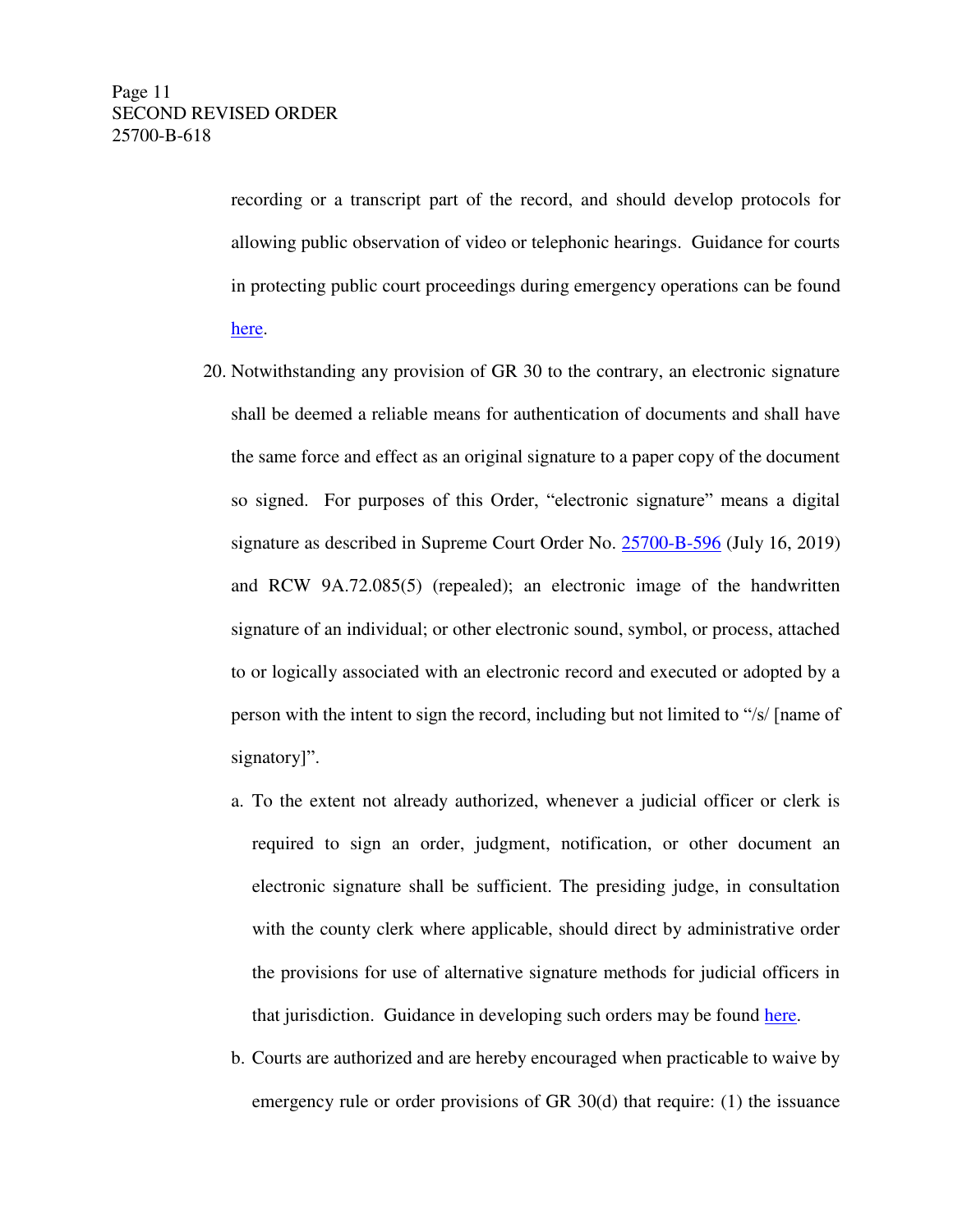recording or a transcript part of the record, and should develop protocols for allowing public observation of video or telephonic hearings. Guidance for courts in protecting public court proceedings during emergency operations can be found here.

20. Notwithstanding any provision of GR 30 to the contrary, an electronic signature shall be deemed a reliable means for authentication of documents and shall have the same force and effect as an original signature to a paper copy of the document so signed. For purposes of this Order, "electronic signature" means a digital signature as described in Supreme Court Order No. 25700-B-596 (July 16, 2019) and RCW 9A.72.085(5) (repealed); an electronic image of the handwritten signature of an individual; or other electronic sound, symbol, or process, attached to or logically associated with an electronic record and executed or adopted by a person with the intent to sign the record, including but not limited to "/s/ [name of signatory]".

    a. To the extent not already authorized, whenever a judicial officer or clerk is required to sign an order, judgment, notification, or other document an electronic signature shall be sufficient. The presiding judge, in consultation with the county clerk where applicable, should direct by administrative order the provisions for use of alternative signature methods for judicial officers in that jurisdiction. Guidance in developing such orders may be found here.

    b. Courts are authorized and are hereby encouraged when practicable to waive by emergency rule or order provisions of GR 30(d) that require: (1) the issuance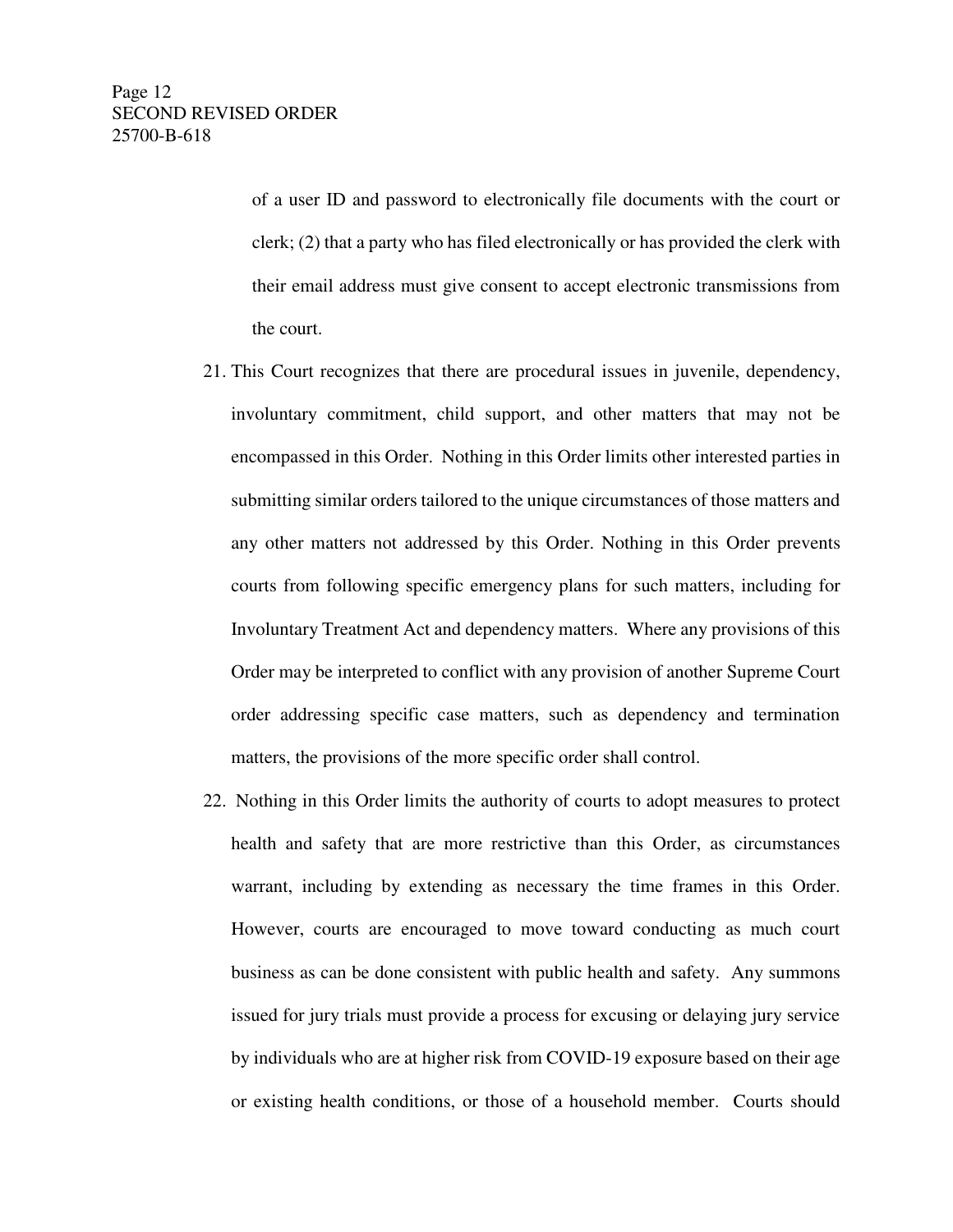of a user ID and password to electronically file documents with the court or clerk; (2) that a party who has filed electronically or has provided the clerk with their email address must give consent to accept electronic transmissions from the court.

21. This Court recognizes that there are procedural issues in juvenile, dependency, involuntary commitment, child support, and other matters that may not be encompassed in this Order. Nothing in this Order limits other interested parties in submitting similar orders tailored to the unique circumstances of those matters and any other matters not addressed by this Order. Nothing in this Order prevents courts from following specific emergency plans for such matters, including for Involuntary Treatment Act and dependency matters. Where any provisions of this Order may be interpreted to conflict with any provision of another Supreme Court order addressing specific case matters, such as dependency and termination matters, the provisions of the more specific order shall control.

22. Nothing in this Order limits the authority of courts to adopt measures to protect health and safety that are more restrictive than this Order, as circumstances warrant, including by extending as necessary the time frames in this Order. However, courts are encouraged to move toward conducting as much court business as can be done consistent with public health and safety. Any summons issued for jury trials must provide a process for excusing or delaying jury service by individuals who are at higher risk from COVID-19 exposure based on their age or existing health conditions, or those of a household member. Courts should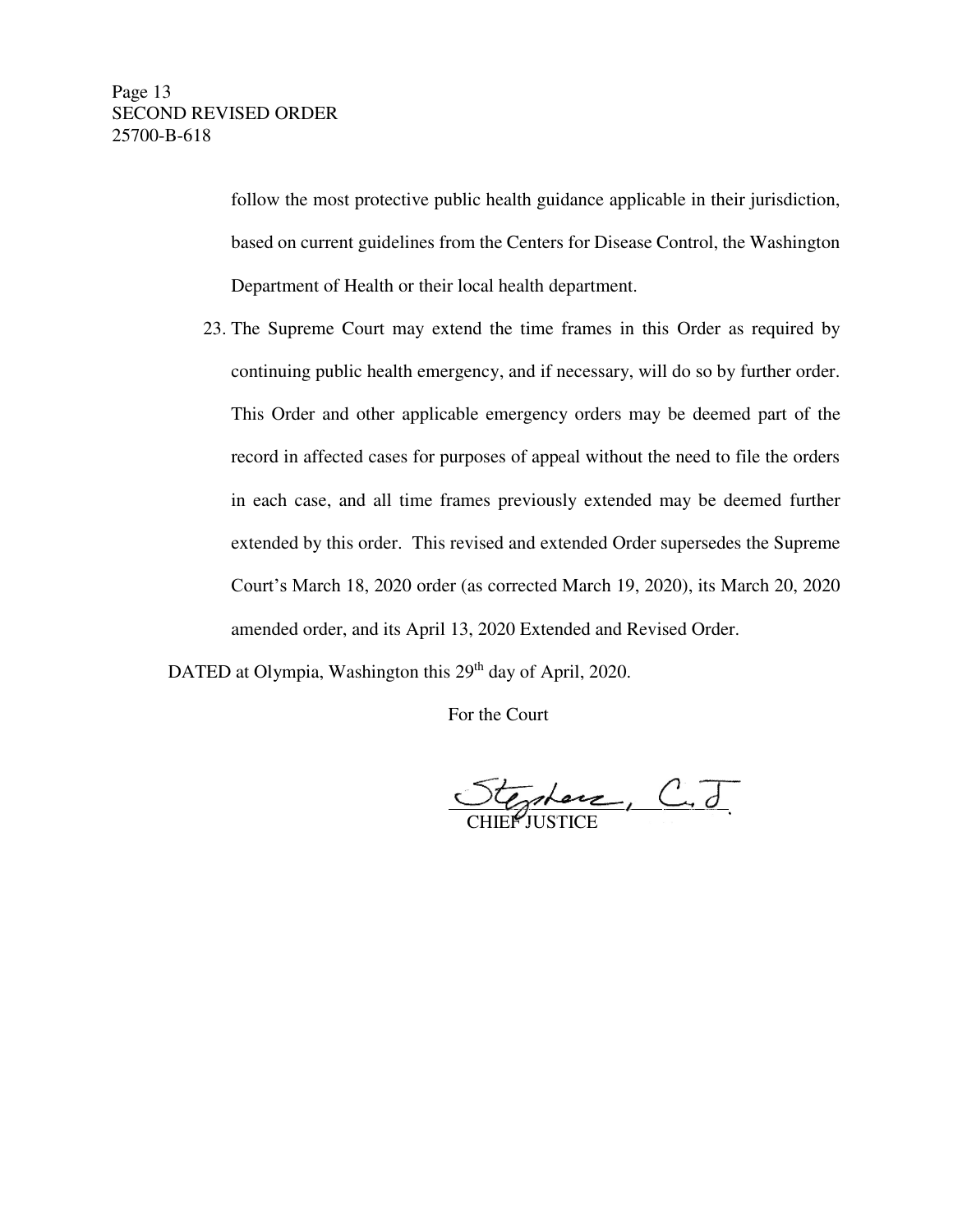follow the most protective public health guidance applicable in their jurisdiction, based on current guidelines from the Centers for Disease Control, the Washington Department of Health or their local health department.

23. The Supreme Court may extend the time frames in this Order as required by continuing public health emergency, and if necessary, will do so by further order. This Order and other applicable emergency orders may be deemed part of the record in affected cases for purposes of appeal without the need to file the orders in each case, and all time frames previously extended may be deemed further extended by this order. This revised and extended Order supersedes the Supreme Court's March 18, 2020 order (as corrected March 19, 2020), its March 20, 2020 amended order, and its April 13, 2020 Extended and Revised Order.

DATED at Olympia, Washington this 29th day of April, 2020.

For the Court

Stephens, C.J.

CHIEF JUSTICE